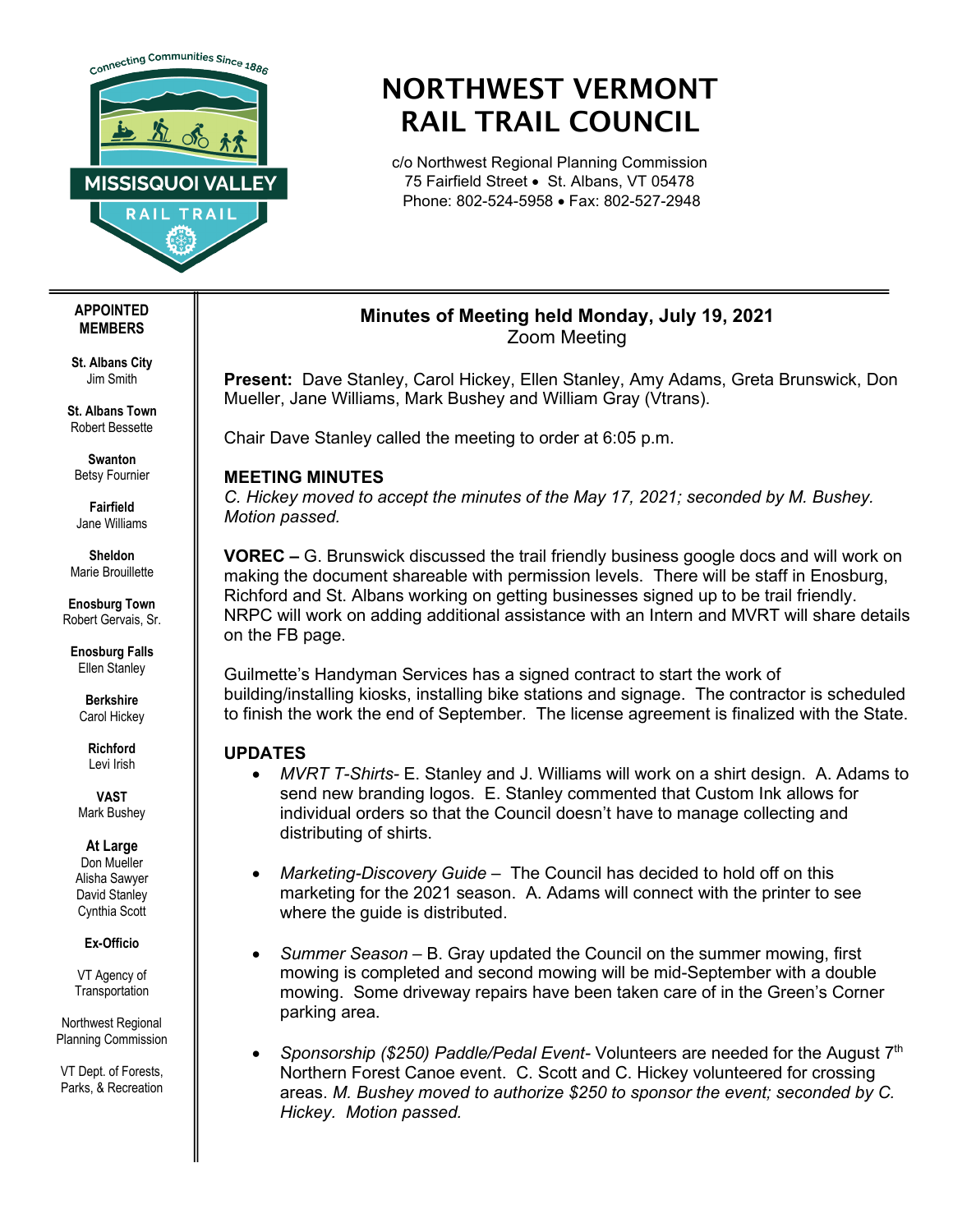# NORTHWEST VERMONT RAIL TRAIL COUNCIL

c/o Northwest Regional Planning Commission
75 Fairfield Street • St. Albans, VT 05478
Phone: 802-524-5958 • Fax: 802-527-2948

**APPOINTED MEMBERS**

**St. Albans City**
Jim Smith

**St. Albans Town**
Robert Bessette

**Swanton**
Betsy Fournier

**Fairfield**
Jane Williams

**Sheldon**
Marie Brouillette

**Enosburg Town**
Robert Gervais, Sr.

**Enosburg Falls**
Ellen Stanley

**Berkshire**
Carol Hickey

**Richford**
Levi Irish

**VAST**
Mark Bushey

**At Large**
Don Mueller
Alisha Sawyer
David Stanley
Cynthia Scott

**Ex-Officio**

VT Agency of Transportation

Northwest Regional Planning Commission

VT Dept. of Forests, Parks, & Recreation

## Minutes of Meeting held Monday, July 19, 2021
Zoom Meeting

**Present:** Dave Stanley, Carol Hickey, Ellen Stanley, Amy Adams, Greta Brunswick, Don Mueller, Jane Williams, Mark Bushey and William Gray (Vtrans).

Chair Dave Stanley called the meeting to order at 6:05 p.m.

### MEETING MINUTES

*C. Hickey moved to accept the minutes of the May 17, 2021; seconded by M. Bushey. Motion passed.*

**VOREC –** G. Brunswick discussed the trail friendly business google docs and will work on making the document shareable with permission levels. There will be staff in Enosburg, Richford and St. Albans working on getting businesses signed up to be trail friendly. NRPC will work on adding additional assistance with an Intern and MVRT will share details on the FB page.

Guilmette's Handyman Services has a signed contract to start the work of building/installing kiosks, installing bike stations and signage. The contractor is scheduled to finish the work the end of September. The license agreement is finalized with the State.

### UPDATES

- *MVRT T-Shirts*- E. Stanley and J. Williams will work on a shirt design. A. Adams to send new branding logos. E. Stanley commented that Custom Ink allows for individual orders so that the Council doesn't have to manage collecting and distributing of shirts.

- *Marketing-Discovery Guide* – The Council has decided to hold off on this marketing for the 2021 season. A. Adams will connect with the printer to see where the guide is distributed.

- *Summer Season* – B. Gray updated the Council on the summer mowing, first mowing is completed and second mowing will be mid-September with a double mowing. Some driveway repairs have been taken care of in the Green's Corner parking area.

- *Sponsorship ($250) Paddle/Pedal Event*- Volunteers are needed for the August 7th Northern Forest Canoe event. C. Scott and C. Hickey volunteered for crossing areas. *M. Bushey moved to authorize $250 to sponsor the event; seconded by C. Hickey. Motion passed.*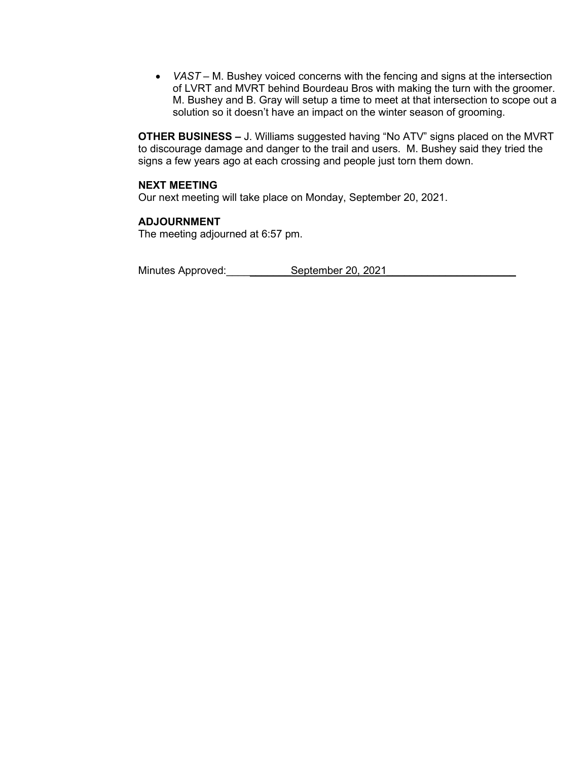- *VAST* – M. Bushey voiced concerns with the fencing and signs at the intersection of LVRT and MVRT behind Bourdeau Bros with making the turn with the groomer. M. Bushey and B. Gray will setup a time to meet at that intersection to scope out a solution so it doesn't have an impact on the winter season of grooming.

**OTHER BUSINESS –** J. Williams suggested having "No ATV" signs placed on the MVRT to discourage damage and danger to the trail and users. M. Bushey said they tried the signs a few years ago at each crossing and people just torn them down.

**NEXT MEETING**
Our next meeting will take place on Monday, September 20, 2021.

**ADJOURNMENT**
The meeting adjourned at 6:57 pm.

Minutes Approved: September 20, 2021